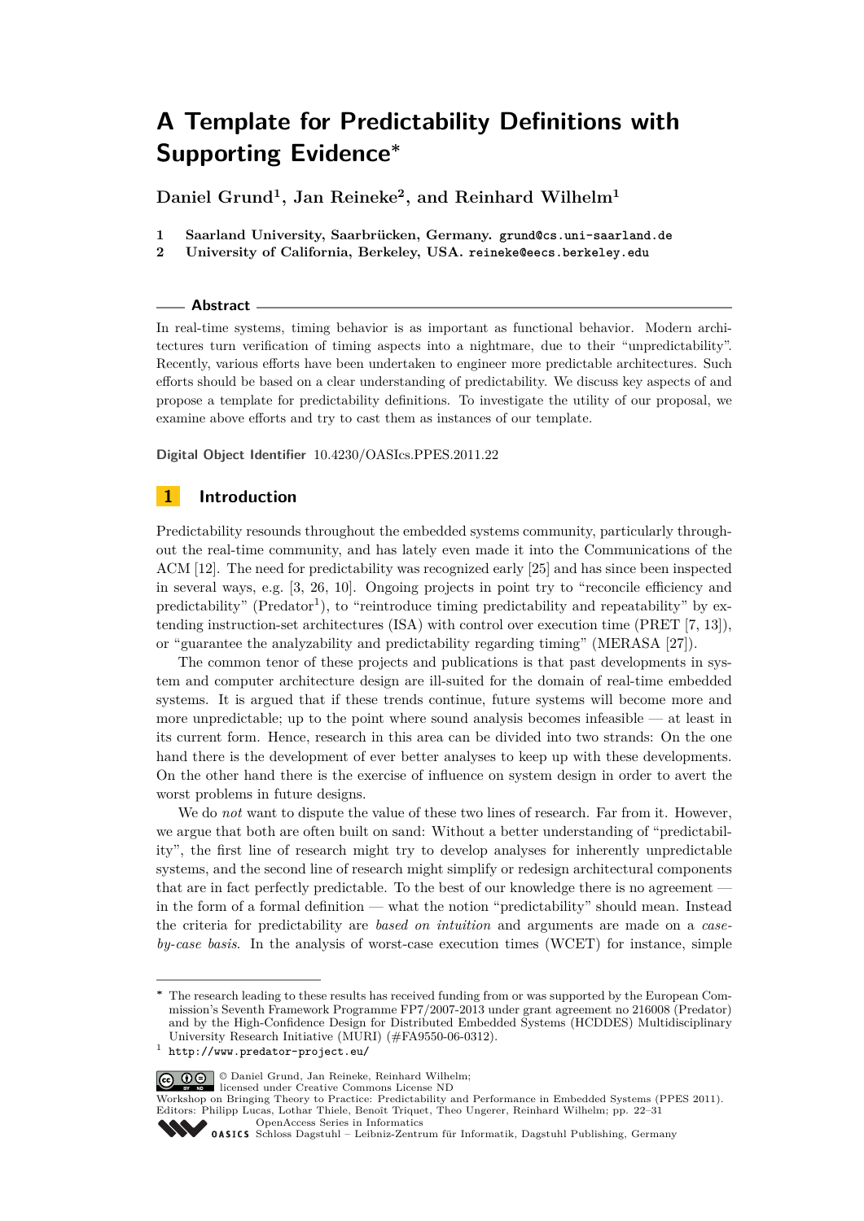# A Template for Predictability Definitions with Supporting Evidence*

**Daniel Grund[1], Jan Reineke[2], and Reinhard Wilhelm[1]**

1 **Saarland University, Saarbrücken, Germany.** `grund@cs.uni-saarland.de`
2 **University of California, Berkeley, USA.** `reineke@eecs.berkeley.edu`

## Abstract

In real-time systems, timing behavior is as important as functional behavior. Modern architectures turn verification of timing aspects into a nightmare, due to their "unpredictability". Recently, various efforts have been undertaken to engineer more predictable architectures. Such efforts should be based on a clear understanding of predictability. We discuss key aspects of and propose a template for predictability definitions. To investigate the utility of our proposal, we examine above efforts and try to cast them as instances of our template.

**Digital Object Identifier** 10.4230/OASIcs.PPES.2011.22

## 1 Introduction

Predictability resounds throughout the embedded systems community, particularly throughout the real-time community, and has lately even made it into the Communications of the ACM [12]. The need for predictability was recognized early [25] and has since been inspected in several ways, e.g. [3, 26, 10]. Ongoing projects in point try to "reconcile efficiency and predictability" (Predator[1]), to "reintroduce timing predictability and repeatability" by extending instruction-set architectures (ISA) with control over execution time (PRET [7, 13]), or "guarantee the analyzability and predictability regarding timing" (MERASA [27]).

The common tenor of these projects and publications is that past developments in system and computer architecture design are ill-suited for the domain of real-time embedded systems. It is argued that if these trends continue, future systems will become more and more unpredictable; up to the point where sound analysis becomes infeasible — at least in its current form. Hence, research in this area can be divided into two strands: On the one hand there is the development of ever better analyses to keep up with these developments. On the other hand there is the exercise of influence on system design in order to avert the worst problems in future designs.

We do *not* want to dispute the value of these two lines of research. Far from it. However, we argue that both are often built on sand: Without a better understanding of "predictability", the first line of research might try to develop analyses for inherently unpredictable systems, and the second line of research might simplify or redesign architectural components that are in fact perfectly predictable. To the best of our knowledge there is no agreement — in the form of a formal definition — what the notion "predictability" should mean. Instead the criteria for predictability are *based on intuition* and arguments are made on a *case-by-case basis*. In the analysis of worst-case execution times (WCET) for instance, simple

---

* The research leading to these results has received funding from or was supported by the European Commission's Seventh Framework Programme FP7/2007-2013 under grant agreement no 216008 (Predator) and by the High-Confidence Design for Distributed Embedded Systems (HCDDES) Multidisciplinary University Research Initiative (MURI) (#FA9550-06-0312).

[1] `http://www.predator-project.eu/`

© Daniel Grund, Jan Reineke, Reinhard Wilhelm;
licensed under Creative Commons License ND
Workshop on Bringing Theory to Practice: Predictability and Performance in Embedded Systems (PPES 2011).
Editors: Philipp Lucas, Lothar Thiele, Benoît Triquet, Theo Ungerer, Reinhard Wilhelm; pp. 22–31
OpenAccess Series in Informatics
Schloss Dagstuhl – Leibniz-Zentrum für Informatik, Dagstuhl Publishing, Germany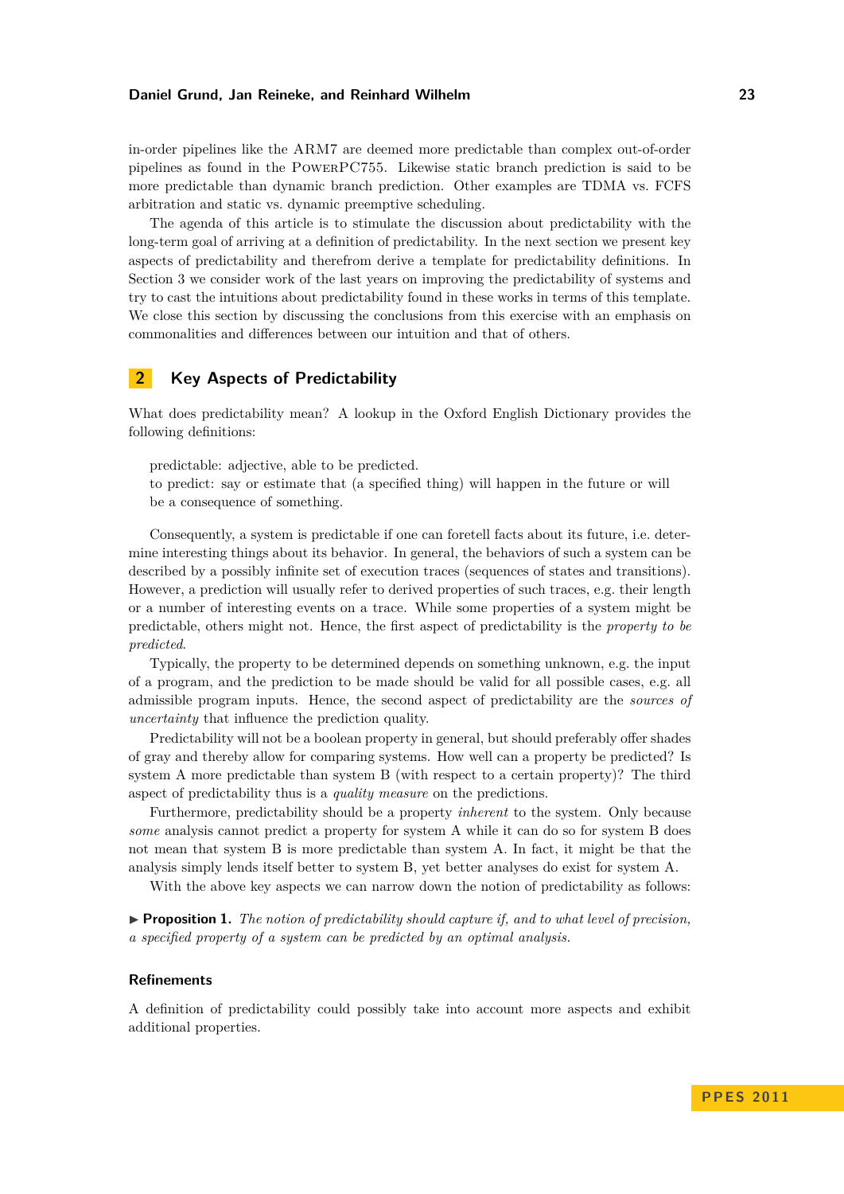in-order pipelines like the ARM7 are deemed more predictable than complex out-of-order pipelines as found in the PowerPC755. Likewise static branch prediction is said to be more predictable than dynamic branch prediction. Other examples are TDMA vs. FCFS arbitration and static vs. dynamic preemptive scheduling.

The agenda of this article is to stimulate the discussion about predictability with the long-term goal of arriving at a definition of predictability. In the next section we present key aspects of predictability and therefrom derive a template for predictability definitions. In Section 3 we consider work of the last years on improving the predictability of systems and try to cast the intuitions about predictability found in these works in terms of this template. We close this section by discussing the conclusions from this exercise with an emphasis on commonalities and differences between our intuition and that of others.

## 2 Key Aspects of Predictability

What does predictability mean? A lookup in the Oxford English Dictionary provides the following definitions:

> predictable: adjective, able to be predicted.
> to predict: say or estimate that (a specified thing) will happen in the future or will be a consequence of something.

Consequently, a system is predictable if one can foretell facts about its future, i.e. determine interesting things about its behavior. In general, the behaviors of such a system can be described by a possibly infinite set of execution traces (sequences of states and transitions). However, a prediction will usually refer to derived properties of such traces, e.g. their length or a number of interesting events on a trace. While some properties of a system might be predictable, others might not. Hence, the first aspect of predictability is the *property to be predicted*.

Typically, the property to be determined depends on something unknown, e.g. the input of a program, and the prediction to be made should be valid for all possible cases, e.g. all admissible program inputs. Hence, the second aspect of predictability are the *sources of uncertainty* that influence the prediction quality.

Predictability will not be a boolean property in general, but should preferably offer shades of gray and thereby allow for comparing systems. How well can a property be predicted? Is system A more predictable than system B (with respect to a certain property)? The third aspect of predictability thus is a *quality measure* on the predictions.

Furthermore, predictability should be a property *inherent* to the system. Only because *some* analysis cannot predict a property for system A while it can do so for system B does not mean that system B is more predictable than system A. In fact, it might be that the analysis simply lends itself better to system B, yet better analyses do exist for system A.

With the above key aspects we can narrow down the notion of predictability as follows:

▶ **Proposition 1.** *The notion of predictability should capture if, and to what level of precision, a specified property of a system can be predicted by an optimal analysis.*

### Refinements

A definition of predictability could possibly take into account more aspects and exhibit additional properties.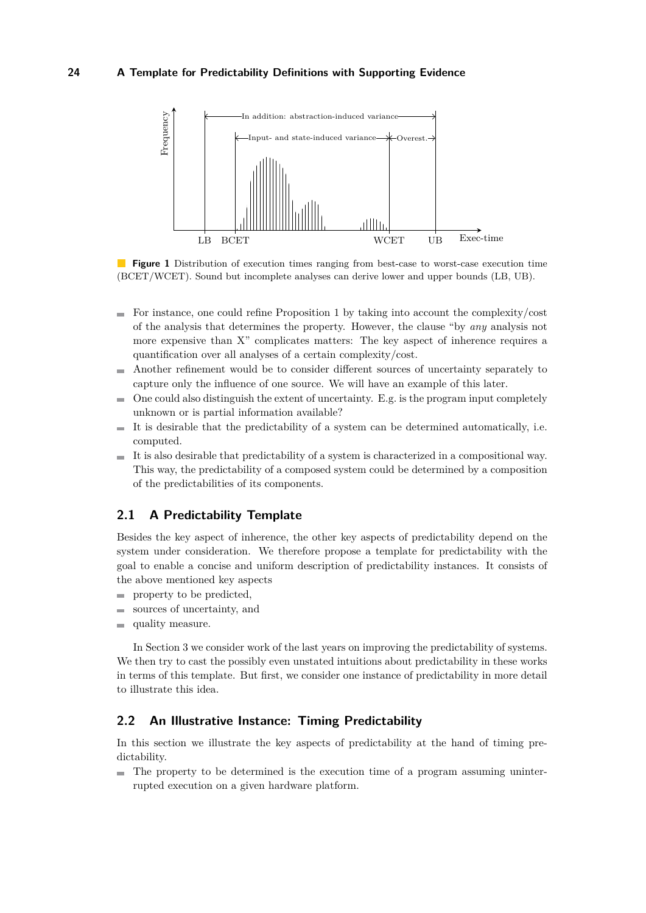**Figure 1** Distribution of execution times ranging from best-case to worst-case execution time (BCET/WCET). Sound but incomplete analyses can derive lower and upper bounds (LB, UB).

- For instance, one could refine Proposition 1 by taking into account the complexity/cost of the analysis that determines the property. However, the clause "by *any* analysis not more expensive than X" complicates matters: The key aspect of inherence requires a quantification over all analyses of a certain complexity/cost.
- Another refinement would be to consider different sources of uncertainty separately to capture only the influence of one source. We will have an example of this later.
- One could also distinguish the extent of uncertainty. E.g. is the program input completely unknown or is partial information available?
- It is desirable that the predictability of a system can be determined automatically, i.e. computed.
- It is also desirable that predictability of a system is characterized in a compositional way. This way, the predictability of a composed system could be determined by a composition of the predictabilities of its components.

## 2.1 A Predictability Template

Besides the key aspect of inherence, the other key aspects of predictability depend on the system under consideration. We therefore propose a template for predictability with the goal to enable a concise and uniform description of predictability instances. It consists of the above mentioned key aspects

- property to be predicted,
- sources of uncertainty, and
- quality measure.

In Section 3 we consider work of the last years on improving the predictability of systems. We then try to cast the possibly even unstated intuitions about predictability in these works in terms of this template. But first, we consider one instance of predictability in more detail to illustrate this idea.

## 2.2 An Illustrative Instance: Timing Predictability

In this section we illustrate the key aspects of predictability at the hand of timing predictability.

- The property to be determined is the execution time of a program assuming uninterrupted execution on a given hardware platform.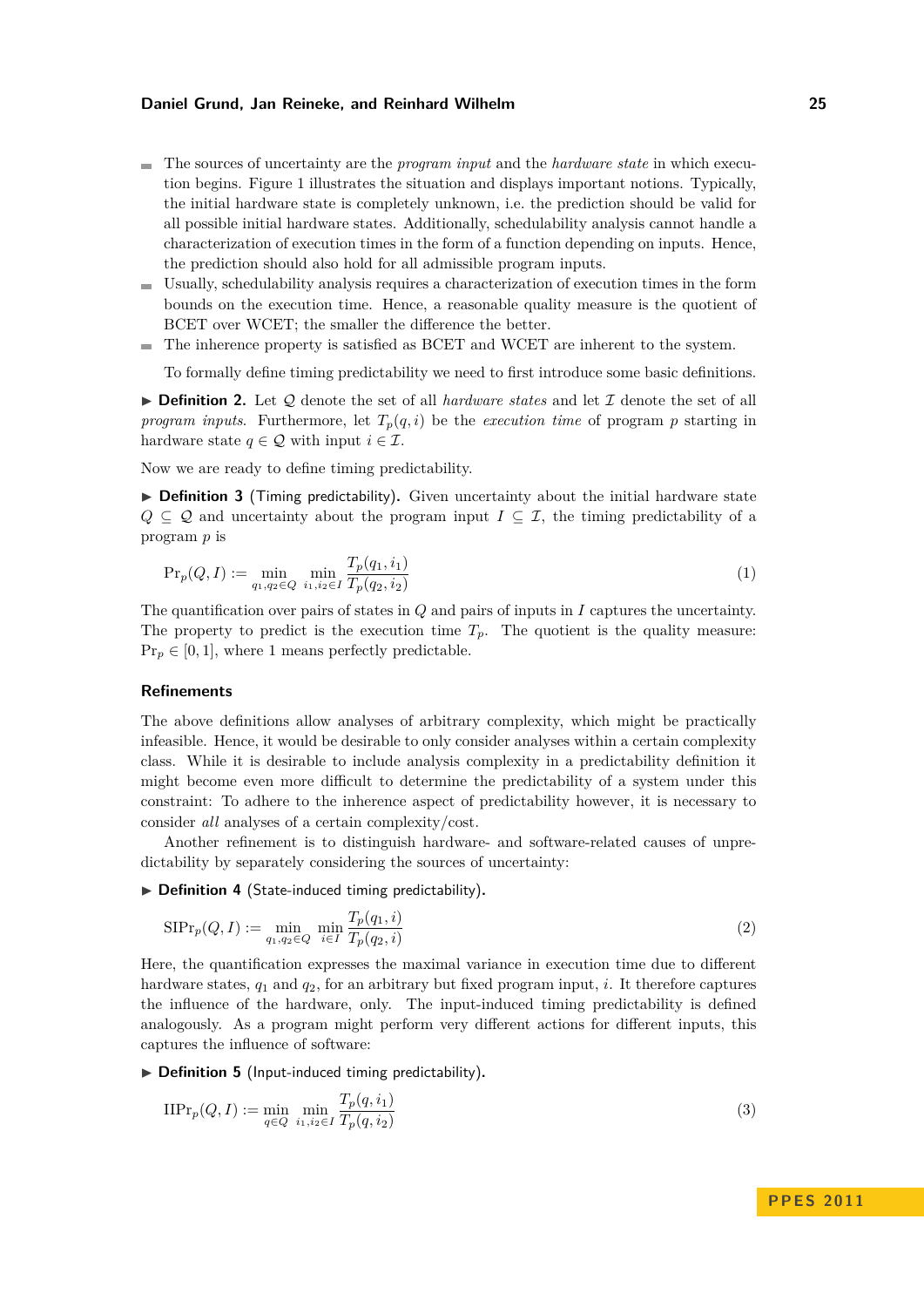- The sources of uncertainty are the *program input* and the *hardware state* in which execution begins. Figure 1 illustrates the situation and displays important notions. Typically, the initial hardware state is completely unknown, i.e. the prediction should be valid for all possible initial hardware states. Additionally, schedulability analysis cannot handle a characterization of execution times in the form of a function depending on inputs. Hence, the prediction should also hold for all admissible program inputs.
- Usually, schedulability analysis requires a characterization of execution times in the form bounds on the execution time. Hence, a reasonable quality measure is the quotient of BCET over WCET; the smaller the difference the better.
- The inherence property is satisfied as BCET and WCET are inherent to the system.

To formally define timing predictability we need to first introduce some basic definitions.

▶ **Definition 2.** Let $\mathcal{Q}$ denote the set of all *hardware states* and let $\mathcal{I}$ denote the set of all *program inputs*. Furthermore, let $T_p(q, i)$ be the *execution time* of program $p$ starting in hardware state $q \in \mathcal{Q}$ with input $i \in \mathcal{I}$.

Now we are ready to define timing predictability.

▶ **Definition 3** (Timing predictability)**.** Given uncertainty about the initial hardware state $Q \subseteq \mathcal{Q}$ and uncertainty about the program input $I \subseteq \mathcal{I}$, the timing predictability of a program $p$ is

$$\mathrm{Pr}_p(Q, I) := \min_{q_1, q_2 \in Q} \min_{i_1, i_2 \in I} \frac{T_p(q_1, i_1)}{T_p(q_2, i_2)} \tag{1}$$

The quantification over pairs of states in $Q$ and pairs of inputs in $I$ captures the uncertainty. The property to predict is the execution time $T_p$. The quotient is the quality measure: $\mathrm{Pr}_p \in [0, 1]$, where 1 means perfectly predictable.

## Refinements

The above definitions allow analyses of arbitrary complexity, which might be practically infeasible. Hence, it would be desirable to only consider analyses within a certain complexity class. While it is desirable to include analysis complexity in a predictability definition it might become even more difficult to determine the predictability of a system under this constraint: To adhere to the inherence aspect of predictability however, it is necessary to consider *all* analyses of a certain complexity/cost.

Another refinement is to distinguish hardware- and software-related causes of unpredictability by separately considering the sources of uncertainty:

▶ **Definition 4** (State-induced timing predictability)**.**

$$\mathrm{SIPr}_p(Q, I) := \min_{q_1, q_2 \in Q} \min_{i \in I} \frac{T_p(q_1, i)}{T_p(q_2, i)} \tag{2}$$

Here, the quantification expresses the maximal variance in execution time due to different hardware states, $q_1$ and $q_2$, for an arbitrary but fixed program input, $i$. It therefore captures the influence of the hardware, only. The input-induced timing predictability is defined analogously. As a program might perform very different actions for different inputs, this captures the influence of software:

▶ **Definition 5** (Input-induced timing predictability)**.**

$$\mathrm{IIPr}_p(Q, I) := \min_{q \in Q} \min_{i_1, i_2 \in I} \frac{T_p(q, i_1)}{T_p(q, i_2)} \tag{3}$$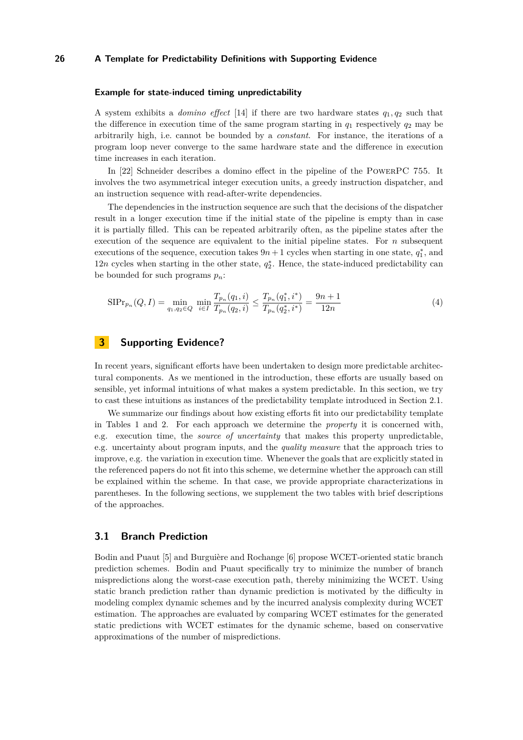#### Example for state-induced timing unpredictability

A system exhibits a *domino effect* [14] if there are two hardware states $q_1, q_2$ such that the difference in execution time of the same program starting in $q_1$ respectively $q_2$ may be arbitrarily high, i.e. cannot be bounded by a *constant*. For instance, the iterations of a program loop never converge to the same hardware state and the difference in execution time increases in each iteration.

In [22] Schneider describes a domino effect in the pipeline of the PowerPC 755. It involves the two asymmetrical integer execution units, a greedy instruction dispatcher, and an instruction sequence with read-after-write dependencies.

The dependencies in the instruction sequence are such that the decisions of the dispatcher result in a longer execution time if the initial state of the pipeline is empty than in case it is partially filled. This can be repeated arbitrarily often, as the pipeline states after the execution of the sequence are equivalent to the initial pipeline states. For $n$ subsequent executions of the sequence, execution takes $9n + 1$ cycles when starting in one state, $q_1^*$, and $12n$ cycles when starting in the other state, $q_2^*$. Hence, the state-induced predictability can be bounded for such programs $p_n$:

$$\mathrm{SIPr}_{p_n}(Q, I) = \min_{q_1, q_2 \in Q} \min_{i \in I} \frac{T_{p_n}(q_1, i)}{T_{p_n}(q_2, i)} \leq \frac{T_{p_n}(q_1^*, i^*)}{T_{p_n}(q_2^*, i^*)} = \frac{9n + 1}{12n} \tag{4}$$

## 3 Supporting Evidence?

In recent years, significant efforts have been undertaken to design more predictable architectural components. As we mentioned in the introduction, these efforts are usually based on sensible, yet informal intuitions of what makes a system predictable. In this section, we try to cast these intuitions as instances of the predictability template introduced in Section 2.1.

We summarize our findings about how existing efforts fit into our predictability template in Tables 1 and 2. For each approach we determine the *property* it is concerned with, e.g. execution time, the *source of uncertainty* that makes this property unpredictable, e.g. uncertainty about program inputs, and the *quality measure* that the approach tries to improve, e.g. the variation in execution time. Whenever the goals that are explicitly stated in the referenced papers do not fit into this scheme, we determine whether the approach can still be explained within the scheme. In that case, we provide appropriate characterizations in parentheses. In the following sections, we supplement the two tables with brief descriptions of the approaches.

### 3.1 Branch Prediction

Bodin and Puaut [5] and Burguière and Rochange [6] propose WCET-oriented static branch prediction schemes. Bodin and Puaut specifically try to minimize the number of branch mispredictions along the worst-case execution path, thereby minimizing the WCET. Using static branch prediction rather than dynamic prediction is motivated by the difficulty in modeling complex dynamic schemes and by the incurred analysis complexity during WCET estimation. The approaches are evaluated by comparing WCET estimates for the generated static predictions with WCET estimates for the dynamic scheme, based on conservative approximations of the number of mispredictions.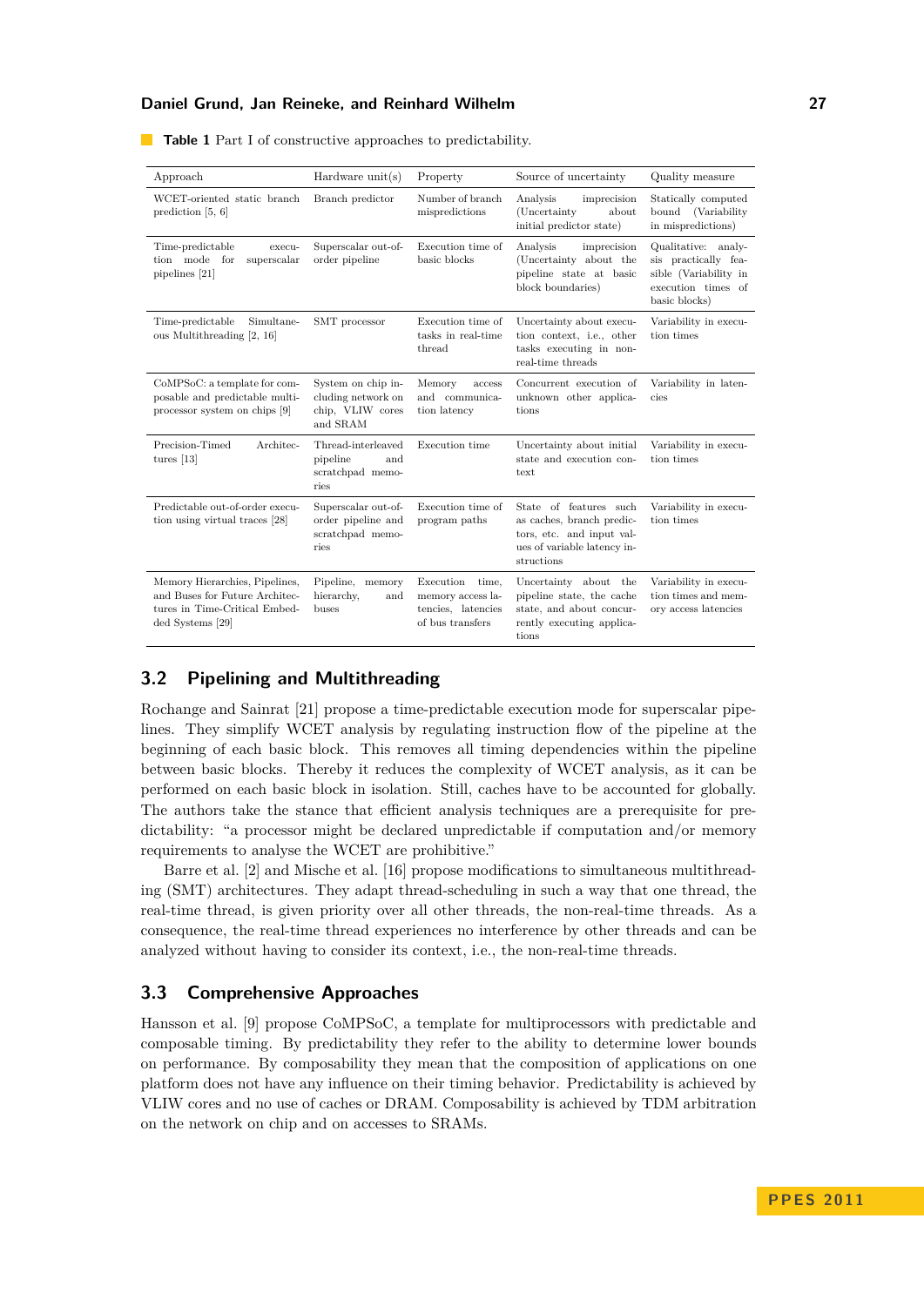**Table 1** Part I of constructive approaches to predictability.

| Approach | Hardware unit(s) | Property | Source of uncertainty | Quality measure |
|---|---|---|---|---|
| WCET-oriented static branch prediction [5, 6] | Branch predictor | Number of branch mispredictions | Analysis imprecision (Uncertainty about initial predictor state) | Statically computed bound (Variability in mispredictions) |
| Time-predictable execution mode for superscalar pipelines [21] | Superscalar out-of-order pipeline | Execution time of basic blocks | Analysis imprecision (Uncertainty about the pipeline state at basic block boundaries) | Qualitative: analysis practically feasible (Variability in execution times of basic blocks) |
| Time-predictable Simultaneous Multithreading [2, 16] | SMT processor | Execution time of tasks in real-time thread | Uncertainty about execution context, i.e., other tasks executing in non-real-time threads | Variability in execution times |
| CoMPSoC: a template for composable and predictable multi-processor system on chips [9] | System on chip including network on chip, VLIW cores and SRAM | Memory access and communication latency | Concurrent execution of unknown other applications | Variability in latencies |
| Precision-Timed Architectures [13] | Thread-interleaved pipeline and scratchpad memories | Execution time | Uncertainty about initial state and execution context | Variability in execution times |
| Predictable out-of-order execution using virtual traces [28] | Superscalar out-of-order pipeline and scratchpad memories | Execution time of program paths | State of features such as caches, branch predictors, etc. and input values of variable latency instructions | Variability in execution times |
| Memory Hierarchies, Pipelines, and Buses for Future Architectures in Time-Critical Embedded Systems [29] | Pipeline, memory hierarchy, and buses | Execution time, memory access latencies, latencies of bus transfers | Uncertainty about the pipeline state, the cache state, and about concurrently executing applications | Variability in execution times and memory access latencies |

## 3.2 Pipelining and Multithreading

Rochange and Sainrat [21] propose a time-predictable execution mode for superscalar pipelines. They simplify WCET analysis by regulating instruction flow of the pipeline at the beginning of each basic block. This removes all timing dependencies within the pipeline between basic blocks. Thereby it reduces the complexity of WCET analysis, as it can be performed on each basic block in isolation. Still, caches have to be accounted for globally. The authors take the stance that efficient analysis techniques are a prerequisite for predictability: "a processor might be declared unpredictable if computation and/or memory requirements to analyse the WCET are prohibitive."

Barre et al. [2] and Mische et al. [16] propose modifications to simultaneous multithreading (SMT) architectures. They adapt thread-scheduling in such a way that one thread, the real-time thread, is given priority over all other threads, the non-real-time threads. As a consequence, the real-time thread experiences no interference by other threads and can be analyzed without having to consider its context, i.e., the non-real-time threads.

## 3.3 Comprehensive Approaches

Hansson et al. [9] propose CoMPSoC, a template for multiprocessors with predictable and composable timing. By predictability they refer to the ability to determine lower bounds on performance. By composability they mean that the composition of applications on one platform does not have any influence on their timing behavior. Predictability is achieved by VLIW cores and no use of caches or DRAM. Composability is achieved by TDM arbitration on the network on chip and on accesses to SRAMs.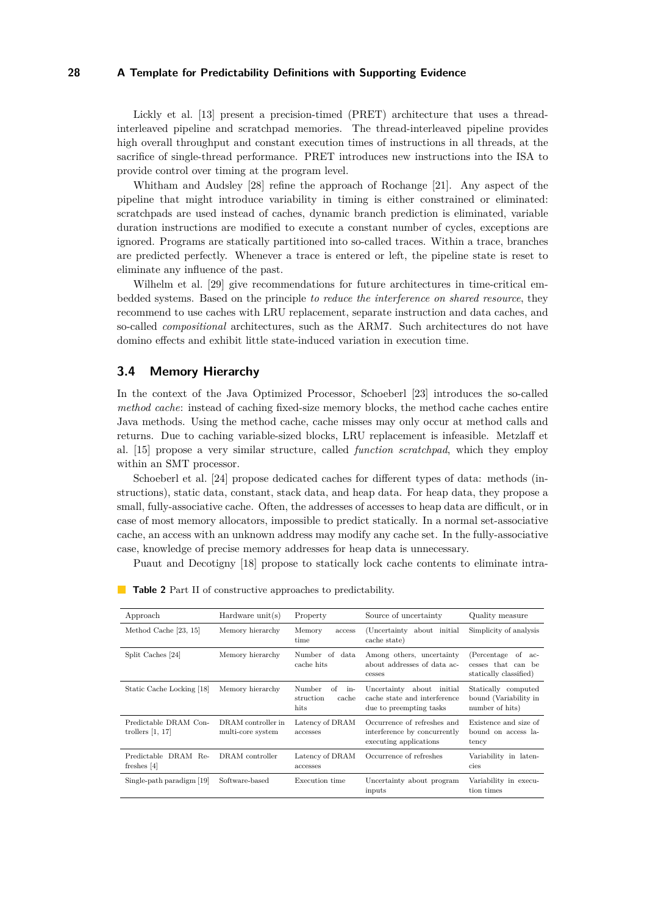Lickly et al. [13] present a precision-timed (PRET) architecture that uses a thread-interleaved pipeline and scratchpad memories. The thread-interleaved pipeline provides high overall throughput and constant execution times of instructions in all threads, at the sacrifice of single-thread performance. PRET introduces new instructions into the ISA to provide control over timing at the program level.

Whitham and Audsley [28] refine the approach of Rochange [21]. Any aspect of the pipeline that might introduce variability in timing is either constrained or eliminated: scratchpads are used instead of caches, dynamic branch prediction is eliminated, variable duration instructions are modified to execute a constant number of cycles, exceptions are ignored. Programs are statically partitioned into so-called traces. Within a trace, branches are predicted perfectly. Whenever a trace is entered or left, the pipeline state is reset to eliminate any influence of the past.

Wilhelm et al. [29] give recommendations for future architectures in time-critical embedded systems. Based on the principle *to reduce the interference on shared resource*, they recommend to use caches with LRU replacement, separate instruction and data caches, and so-called *compositional* architectures, such as the ARM7. Such architectures do not have domino effects and exhibit little state-induced variation in execution time.

## 3.4 Memory Hierarchy

In the context of the Java Optimized Processor, Schoeberl [23] introduces the so-called *method cache*: instead of caching fixed-size memory blocks, the method cache caches entire Java methods. Using the method cache, cache misses may only occur at method calls and returns. Due to caching variable-sized blocks, LRU replacement is infeasible. Metzlaff et al. [15] propose a very similar structure, called *function scratchpad*, which they employ within an SMT processor.

Schoeberl et al. [24] propose dedicated caches for different types of data: methods (instructions), static data, constant, stack data, and heap data. For heap data, they propose a small, fully-associative cache. Often, the addresses of accesses to heap data are difficult, or in case of most memory allocators, impossible to predict statically. In a normal set-associative cache, an access with an unknown address may modify any cache set. In the fully-associative case, knowledge of precise memory addresses for heap data is unnecessary.

Puaut and Decotigny [18] propose to statically lock cache contents to eliminate intra-

**Table 2** Part II of constructive approaches to predictability.

| Approach | Hardware unit(s) | Property | Source of uncertainty | Quality measure |
|---|---|---|---|---|
| Method Cache [23, 15] | Memory hierarchy | Memory access time | (Uncertainty about initial cache state) | Simplicity of analysis |
| Split Caches [24] | Memory hierarchy | Number of data cache hits | Among others, uncertainty about addresses of data accesses | (Percentage of accesses that can be statically classified) |
| Static Cache Locking [18] | Memory hierarchy | Number of instruction cache hits | Uncertainty about initial cache state and interference due to preempting tasks | Statically computed bound (Variability in number of hits) |
| Predictable DRAM Controllers [1, 17] | DRAM controller in multi-core system | Latency of DRAM accesses | Occurrence of refreshes and interference by concurrently executing applications | Existence and size of bound on access latency |
| Predictable DRAM Refreshes [4] | DRAM controller | Latency of DRAM accesses | Occurrence of refreshes | Variability in latencies |
| Single-path paradigm [19] | Software-based | Execution time | Uncertainty about program inputs | Variability in execution times |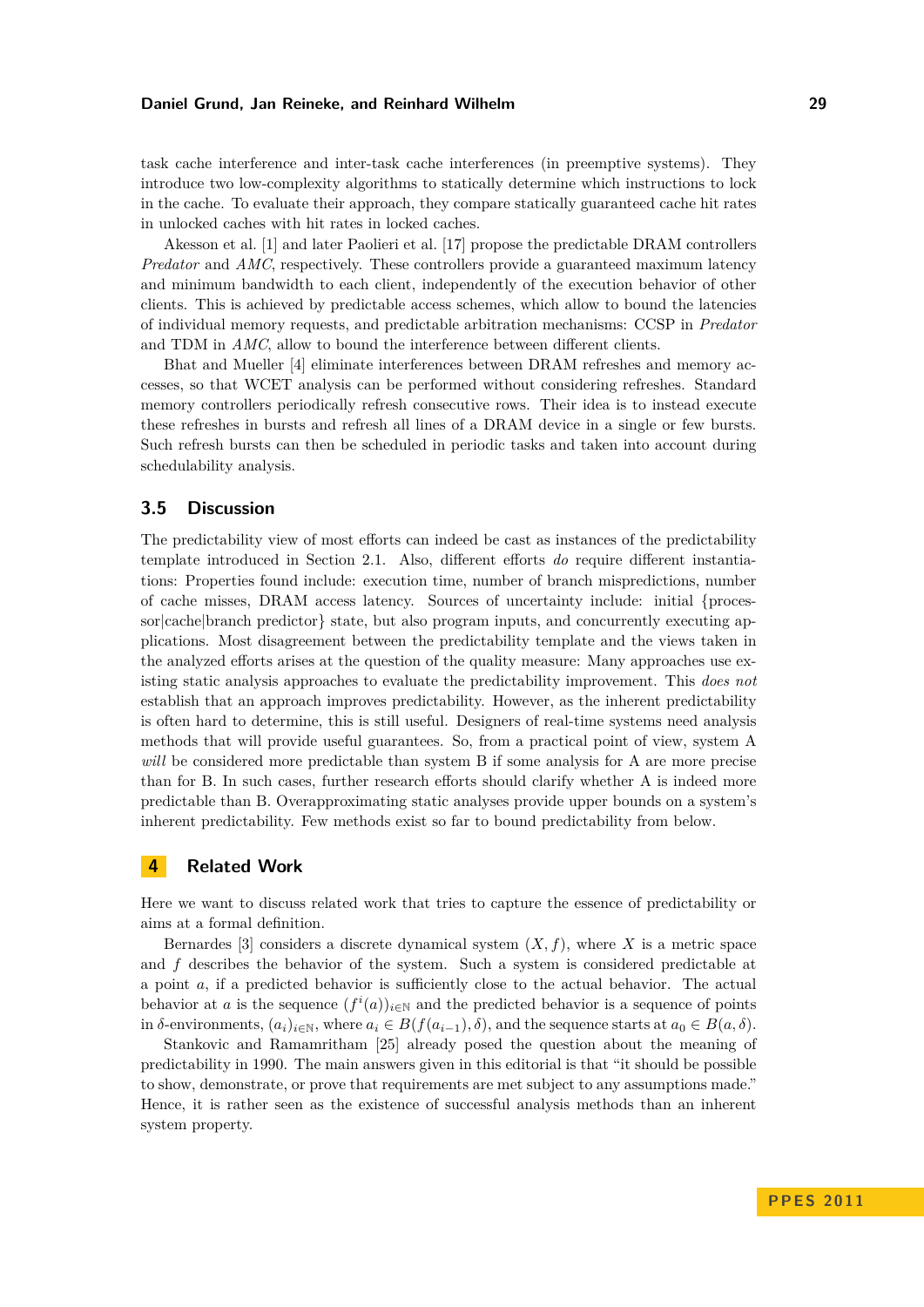task cache interference and inter-task cache interferences (in preemptive systems). They introduce two low-complexity algorithms to statically determine which instructions to lock in the cache. To evaluate their approach, they compare statically guaranteed cache hit rates in unlocked caches with hit rates in locked caches.

Akesson et al. [1] and later Paolieri et al. [17] propose the predictable DRAM controllers *Predator* and *AMC*, respectively. These controllers provide a guaranteed maximum latency and minimum bandwidth to each client, independently of the execution behavior of other clients. This is achieved by predictable access schemes, which allow to bound the latencies of individual memory requests, and predictable arbitration mechanisms: CCSP in *Predator* and TDM in *AMC*, allow to bound the interference between different clients.

Bhat and Mueller [4] eliminate interferences between DRAM refreshes and memory accesses, so that WCET analysis can be performed without considering refreshes. Standard memory controllers periodically refresh consecutive rows. Their idea is to instead execute these refreshes in bursts and refresh all lines of a DRAM device in a single or few bursts. Such refresh bursts can then be scheduled in periodic tasks and taken into account during schedulability analysis.

### 3.5 Discussion

The predictability view of most efforts can indeed be cast as instances of the predictability template introduced in Section 2.1. Also, different efforts *do* require different instantiations: Properties found include: execution time, number of branch mispredictions, number of cache misses, DRAM access latency. Sources of uncertainty include: initial {processor|cache|branch predictor} state, but also program inputs, and concurrently executing applications. Most disagreement between the predictability template and the views taken in the analyzed efforts arises at the question of the quality measure: Many approaches use existing static analysis approaches to evaluate the predictability improvement. This *does not* establish that an approach improves predictability. However, as the inherent predictability is often hard to determine, this is still useful. Designers of real-time systems need analysis methods that will provide useful guarantees. So, from a practical point of view, system A *will* be considered more predictable than system B if some analysis for A are more precise than for B. In such cases, further research efforts should clarify whether A is indeed more predictable than B. Overapproximating static analyses provide upper bounds on a system's inherent predictability. Few methods exist so far to bound predictability from below.

## 4 Related Work

Here we want to discuss related work that tries to capture the essence of predictability or aims at a formal definition.

Bernardes [3] considers a discrete dynamical system $(X, f)$, where $X$ is a metric space and $f$ describes the behavior of the system. Such a system is considered predictable at a point $a$, if a predicted behavior is sufficiently close to the actual behavior. The actual behavior at $a$ is the sequence $(f^i(a))_{i \in \mathbb{N}}$ and the predicted behavior is a sequence of points in $\delta$-environments, $(a_i)_{i \in \mathbb{N}}$, where $a_i \in B(f(a_{i-1}), \delta)$, and the sequence starts at $a_0 \in B(a, \delta)$.

Stankovic and Ramamritham [25] already posed the question about the meaning of predictability in 1990. The main answers given in this editorial is that "it should be possible to show, demonstrate, or prove that requirements are met subject to any assumptions made." Hence, it is rather seen as the existence of successful analysis methods than an inherent system property.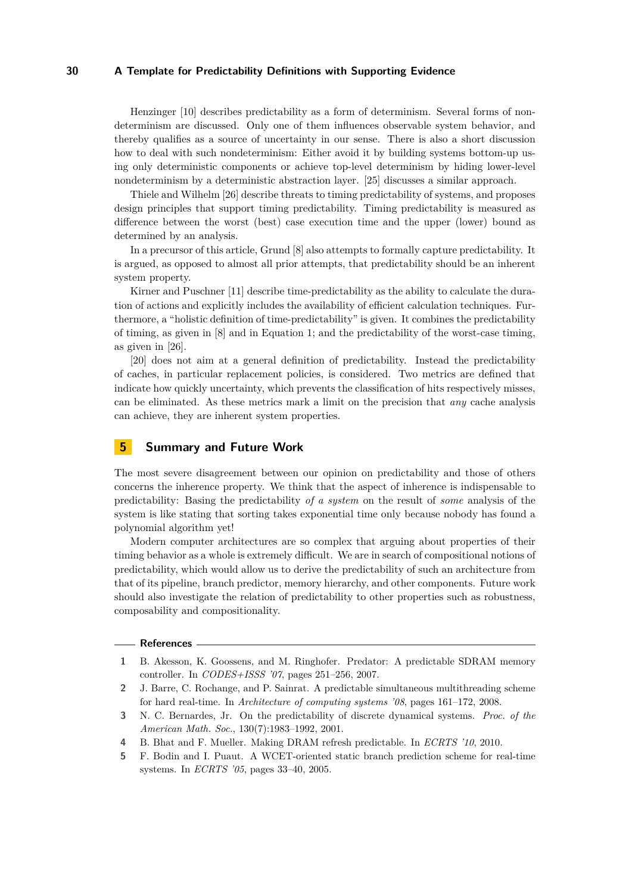Henzinger [10] describes predictability as a form of determinism. Several forms of nondeterminism are discussed. Only one of them influences observable system behavior, and thereby qualifies as a source of uncertainty in our sense. There is also a short discussion how to deal with such nondeterminism: Either avoid it by building systems bottom-up using only deterministic components or achieve top-level determinism by hiding lower-level nondeterminism by a deterministic abstraction layer. [25] discusses a similar approach.

Thiele and Wilhelm [26] describe threats to timing predictability of systems, and proposes design principles that support timing predictability. Timing predictability is measured as difference between the worst (best) case execution time and the upper (lower) bound as determined by an analysis.

In a precursor of this article, Grund [8] also attempts to formally capture predictability. It is argued, as opposed to almost all prior attempts, that predictability should be an inherent system property.

Kirner and Puschner [11] describe time-predictability as the ability to calculate the duration of actions and explicitly includes the availability of efficient calculation techniques. Furthermore, a "holistic definition of time-predictability" is given. It combines the predictability of timing, as given in [8] and in Equation 1; and the predictability of the worst-case timing, as given in [26].

[20] does not aim at a general definition of predictability. Instead the predictability of caches, in particular replacement policies, is considered. Two metrics are defined that indicate how quickly uncertainty, which prevents the classification of hits respectively misses, can be eliminated. As these metrics mark a limit on the precision that *any* cache analysis can achieve, they are inherent system properties.

## 5 Summary and Future Work

The most severe disagreement between our opinion on predictability and those of others concerns the inherence property. We think that the aspect of inherence is indispensable to predictability: Basing the predictability *of a system* on the result of *some* analysis of the system is like stating that sorting takes exponential time only because nobody has found a polynomial algorithm yet!

Modern computer architectures are so complex that arguing about properties of their timing behavior as a whole is extremely difficult. We are in search of compositional notions of predictability, which would allow us to derive the predictability of such an architecture from that of its pipeline, branch predictor, memory hierarchy, and other components. Future work should also investigate the relation of predictability to other properties such as robustness, composability and compositionality.

## References

1. B. Akesson, K. Goossens, and M. Ringhofer. Predator: A predictable SDRAM memory controller. In *CODES+ISSS '07*, pages 251–256, 2007.
2. J. Barre, C. Rochange, and P. Sainrat. A predictable simultaneous multithreading scheme for hard real-time. In *Architecture of computing systems '08*, pages 161–172, 2008.
3. N. C. Bernardes, Jr. On the predictability of discrete dynamical systems. *Proc. of the American Math. Soc.*, 130(7):1983–1992, 2001.
4. B. Bhat and F. Mueller. Making DRAM refresh predictable. In *ECRTS '10*, 2010.
5. F. Bodin and I. Puaut. A WCET-oriented static branch prediction scheme for real-time systems. In *ECRTS '05*, pages 33–40, 2005.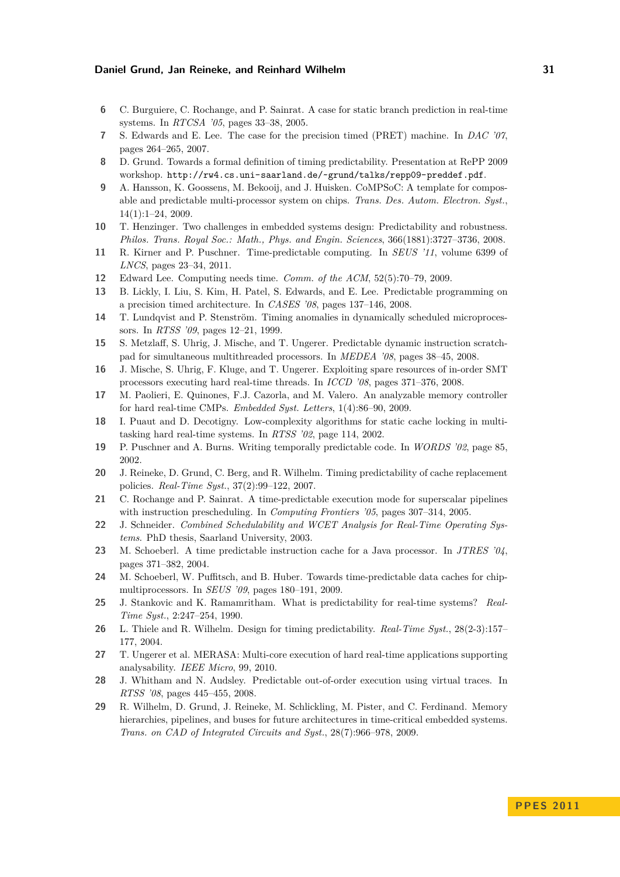6 C. Burguiere, C. Rochange, and P. Sainrat. A case for static branch prediction in real-time systems. In *RTCSA '05*, pages 33–38, 2005.

7 S. Edwards and E. Lee. The case for the precision timed (PRET) machine. In *DAC '07*, pages 264–265, 2007.

8 D. Grund. Towards a formal definition of timing predictability. Presentation at RePP 2009 workshop. `http://rw4.cs.uni-saarland.de/~grund/talks/repp09-preddef.pdf`.

9 A. Hansson, K. Goossens, M. Bekooij, and J. Huisken. CoMPSoC: A template for composable and predictable multi-processor system on chips. *Trans. Des. Autom. Electron. Syst.*, 14(1):1–24, 2009.

10 T. Henzinger. Two challenges in embedded systems design: Predictability and robustness. *Philos. Trans. Royal Soc.: Math., Phys. and Engin. Sciences*, 366(1881):3727–3736, 2008.

11 R. Kirner and P. Puschner. Time-predictable computing. In *SEUS '11*, volume 6399 of *LNCS*, pages 23–34, 2011.

12 Edward Lee. Computing needs time. *Comm. of the ACM*, 52(5):70–79, 2009.

13 B. Lickly, I. Liu, S. Kim, H. Patel, S. Edwards, and E. Lee. Predictable programming on a precision timed architecture. In *CASES '08*, pages 137–146, 2008.

14 T. Lundqvist and P. Stenström. Timing anomalies in dynamically scheduled microprocessors. In *RTSS '09*, pages 12–21, 1999.

15 S. Metzlaff, S. Uhrig, J. Mische, and T. Ungerer. Predictable dynamic instruction scratchpad for simultaneous multithreaded processors. In *MEDEA '08*, pages 38–45, 2008.

16 J. Mische, S. Uhrig, F. Kluge, and T. Ungerer. Exploiting spare resources of in-order SMT processors executing hard real-time threads. In *ICCD '08*, pages 371–376, 2008.

17 M. Paolieri, E. Quinones, F.J. Cazorla, and M. Valero. An analyzable memory controller for hard real-time CMPs. *Embedded Syst. Letters*, 1(4):86–90, 2009.

18 I. Puaut and D. Decotigny. Low-complexity algorithms for static cache locking in multitasking hard real-time systems. In *RTSS '02*, page 114, 2002.

19 P. Puschner and A. Burns. Writing temporally predictable code. In *WORDS '02*, page 85, 2002.

20 J. Reineke, D. Grund, C. Berg, and R. Wilhelm. Timing predictability of cache replacement policies. *Real-Time Syst.*, 37(2):99–122, 2007.

21 C. Rochange and P. Sainrat. A time-predictable execution mode for superscalar pipelines with instruction prescheduling. In *Computing Frontiers '05*, pages 307–314, 2005.

22 J. Schneider. *Combined Schedulability and WCET Analysis for Real-Time Operating Systems*. PhD thesis, Saarland University, 2003.

23 M. Schoeberl. A time predictable instruction cache for a Java processor. In *JTRES '04*, pages 371–382, 2004.

24 M. Schoeberl, W. Puffitsch, and B. Huber. Towards time-predictable data caches for chip-multiprocessors. In *SEUS '09*, pages 180–191, 2009.

25 J. Stankovic and K. Ramamritham. What is predictability for real-time systems? *Real-Time Syst.*, 2:247–254, 1990.

26 L. Thiele and R. Wilhelm. Design for timing predictability. *Real-Time Syst.*, 28(2-3):157–177, 2004.

27 T. Ungerer et al. MERASA: Multi-core execution of hard real-time applications supporting analysability. *IEEE Micro*, 99, 2010.

28 J. Whitham and N. Audsley. Predictable out-of-order execution using virtual traces. In *RTSS '08*, pages 445–455, 2008.

29 R. Wilhelm, D. Grund, J. Reineke, M. Schlickling, M. Pister, and C. Ferdinand. Memory hierarchies, pipelines, and buses for future architectures in time-critical embedded systems. *Trans. on CAD of Integrated Circuits and Syst.*, 28(7):966–978, 2009.